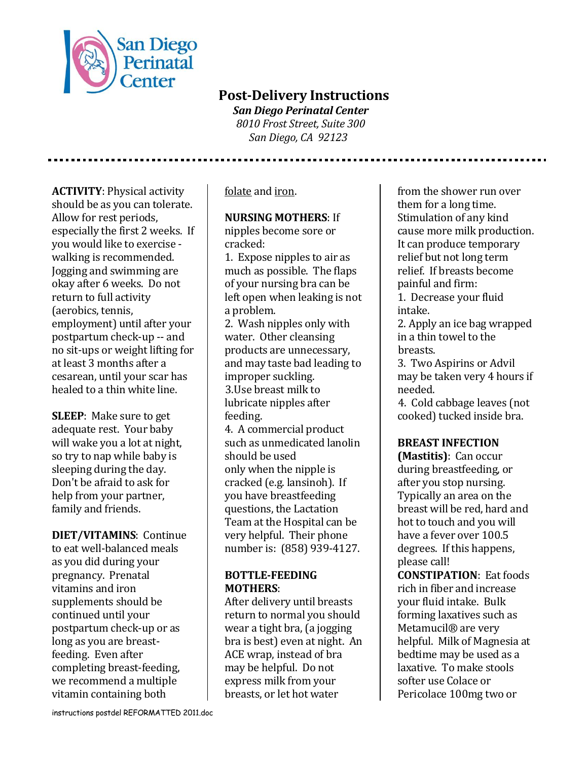San Diego Perinatal Center

# Post-Delivery Instructions

***San Diego Perinatal Center***
*8010 Frost Street, Suite 300*
*San Diego, CA 92123*

---

**ACTIVITY**: Physical activity should be as you can tolerate. Allow for rest periods, especially the first 2 weeks. If you would like to exercise - walking is recommended. Jogging and swimming are okay after 6 weeks. Do not return to full activity (aerobics, tennis, employment) until after your postpartum check-up -- and no sit-ups or weight lifting for at least 3 months after a cesarean, until your scar has healed to a thin white line.

**SLEEP**: Make sure to get adequate rest. Your baby will wake you a lot at night, so try to nap while baby is sleeping during the day. Don't be afraid to ask for help from your partner, family and friends.

**DIET/VITAMINS**: Continue to eat well-balanced meals as you did during your pregnancy. Prenatal vitamins and iron supplements should be continued until your postpartum check-up or as long as you are breast-feeding. Even after completing breast-feeding, we recommend a multiple vitamin containing both folate and iron.

**NURSING MOTHERS**: If nipples become sore or cracked:

1. Expose nipples to air as much as possible. The flaps of your nursing bra can be left open when leaking is not a problem.
2. Wash nipples only with water. Other cleansing products are unnecessary, and may taste bad leading to improper suckling.
3. Use breast milk to lubricate nipples after feeding.
4. A commercial product such as unmedicated lanolin should be used only when the nipple is cracked (e.g. lansinoh). If you have breastfeeding questions, the Lactation Team at the Hospital can be very helpful. Their phone number is: (858) 939-4127.

**BOTTLE-FEEDING MOTHERS**:
After delivery until breasts return to normal you should wear a tight bra, (a jogging bra is best) even at night. An ACE wrap, instead of bra may be helpful. Do not express milk from your breasts, or let hot water from the shower run over them for a long time. Stimulation of any kind cause more milk production. It can produce temporary relief but not long term relief. If breasts become painful and firm:

1. Decrease your fluid intake.
2. Apply an ice bag wrapped in a thin towel to the breasts.
3. Two Aspirins or Advil may be taken very 4 hours if needed.
4. Cold cabbage leaves (not cooked) tucked inside bra.

**BREAST INFECTION (Mastitis)**: Can occur during breastfeeding, or after you stop nursing. Typically an area on the breast will be red, hard and hot to touch and you will have a fever over 100.5 degrees. If this happens, please call!

**CONSTIPATION**: Eat foods rich in fiber and increase your fluid intake. Bulk forming laxatives such as Metamucil® are very helpful. Milk of Magnesia at bedtime may be used as a laxative. To make stools softer use Colace or Pericolace 100mg two or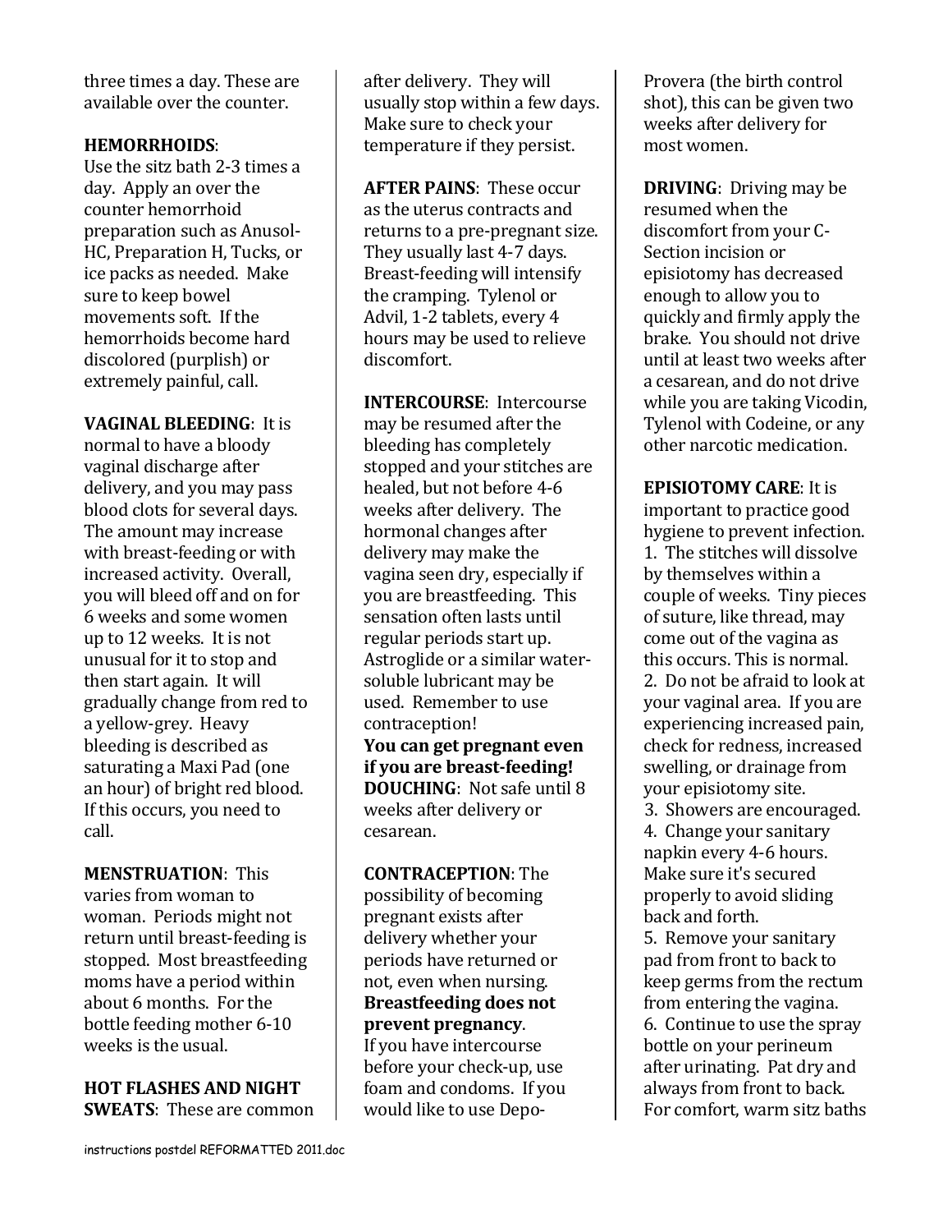three times a day. These are available over the counter.

**HEMORRHOIDS**:
Use the sitz bath 2-3 times a day. Apply an over the counter hemorrhoid preparation such as Anusol-HC, Preparation H, Tucks, or ice packs as needed. Make sure to keep bowel movements soft. If the hemorrhoids become hard discolored (purplish) or extremely painful, call.

**VAGINAL BLEEDING**: It is normal to have a bloody vaginal discharge after delivery, and you may pass blood clots for several days. The amount may increase with breast-feeding or with increased activity. Overall, you will bleed off and on for 6 weeks and some women up to 12 weeks. It is not unusual for it to stop and then start again. It will gradually change from red to a yellow-grey. Heavy bleeding is described as saturating a Maxi Pad (one an hour) of bright red blood. If this occurs, you need to call.

**MENSTRUATION**: This varies from woman to woman. Periods might not return until breast-feeding is stopped. Most breastfeeding moms have a period within about 6 months. For the bottle feeding mother 6-10 weeks is the usual.

**HOT FLASHES AND NIGHT SWEATS**: These are common after delivery. They will usually stop within a few days. Make sure to check your temperature if they persist.

**AFTER PAINS**: These occur as the uterus contracts and returns to a pre-pregnant size. They usually last 4-7 days. Breast-feeding will intensify the cramping. Tylenol or Advil, 1-2 tablets, every 4 hours may be used to relieve discomfort.

**INTERCOURSE**: Intercourse may be resumed after the bleeding has completely stopped and your stitches are healed, but not before 4-6 weeks after delivery. The hormonal changes after delivery may make the vagina seen dry, especially if you are breastfeeding. This sensation often lasts until regular periods start up. Astroglide or a similar water-soluble lubricant may be used. Remember to use contraception!
**You can get pregnant even if you are breast-feeding!**

**DOUCHING**: Not safe until 8 weeks after delivery or cesarean.

**CONTRACEPTION**: The possibility of becoming pregnant exists after delivery whether your periods have returned or not, even when nursing. **Breastfeeding does not prevent pregnancy**. If you have intercourse before your check-up, use foam and condoms. If you would like to use Depo-Provera (the birth control shot), this can be given two weeks after delivery for most women.

**DRIVING**: Driving may be resumed when the discomfort from your C-Section incision or episiotomy has decreased enough to allow you to quickly and firmly apply the brake. You should not drive until at least two weeks after a cesarean, and do not drive while you are taking Vicodin, Tylenol with Codeine, or any other narcotic medication.

**EPISIOTOMY CARE**: It is important to practice good hygiene to prevent infection.
1. The stitches will dissolve by themselves within a couple of weeks. Tiny pieces of suture, like thread, may come out of the vagina as this occurs. This is normal.
2. Do not be afraid to look at your vaginal area. If you are experiencing increased pain, check for redness, increased swelling, or drainage from your episiotomy site.
3. Showers are encouraged.
4. Change your sanitary napkin every 4-6 hours. Make sure it's secured properly to avoid sliding back and forth.
5. Remove your sanitary pad from front to back to keep germs from the rectum from entering the vagina.
6. Continue to use the spray bottle on your perineum after urinating. Pat dry and always from front to back. For comfort, warm sitz baths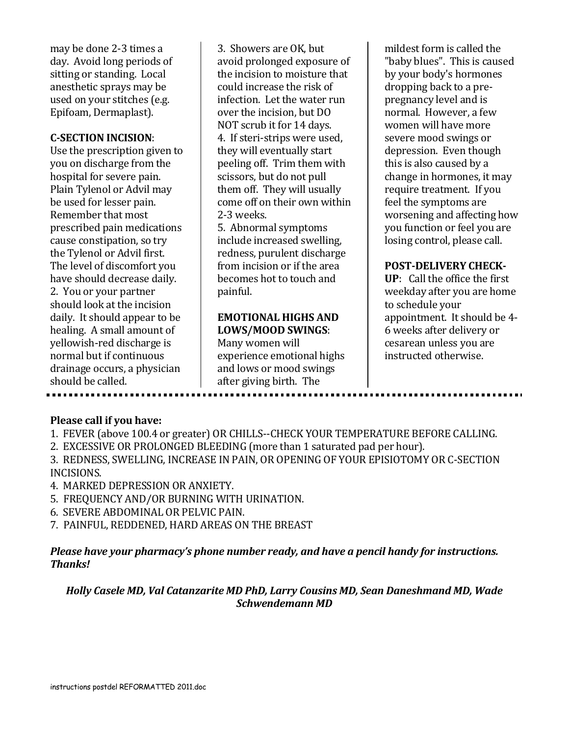may be done 2-3 times a day. Avoid long periods of sitting or standing. Local anesthetic sprays may be used on your stitches (e.g. Epifoam, Dermaplast).

**C-SECTION INCISION**:
Use the prescription given to you on discharge from the hospital for severe pain. Plain Tylenol or Advil may be used for lesser pain. Remember that most prescribed pain medications cause constipation, so try the Tylenol or Advil first. The level of discomfort you have should decrease daily.
2. You or your partner should look at the incision daily. It should appear to be healing. A small amount of yellowish-red discharge is normal but if continuous drainage occurs, a physician should be called.
3. Showers are OK, but avoid prolonged exposure of the incision to moisture that could increase the risk of infection. Let the water run over the incision, but DO NOT scrub it for 14 days.
4. If steri-strips were used, they will eventually start peeling off. Trim them with scissors, but do not pull them off. They will usually come off on their own within 2-3 weeks.
5. Abnormal symptoms include increased swelling, redness, purulent discharge from incision or if the area becomes hot to touch and painful.

**EMOTIONAL HIGHS AND LOWS/MOOD SWINGS**:
Many women will experience emotional highs and lows or mood swings after giving birth. The mildest form is called the "baby blues". This is caused by your body's hormones dropping back to a pre-pregnancy level and is normal. However, a few women will have more severe mood swings or depression. Even though this is also caused by a change in hormones, it may require treatment. If you feel the symptoms are worsening and affecting how you function or feel you are losing control, please call.

**POST-DELIVERY CHECK-UP**: Call the office the first weekday after you are home to schedule your appointment. It should be 4-6 weeks after delivery or cesarean unless you are instructed otherwise.

---

**Please call if you have:**

1. FEVER (above 100.4 or greater) OR CHILLS--CHECK YOUR TEMPERATURE BEFORE CALLING.
2. EXCESSIVE OR PROLONGED BLEEDING (more than 1 saturated pad per hour).
3. REDNESS, SWELLING, INCREASE IN PAIN, OR OPENING OF YOUR EPISIOTOMY OR C-SECTION INCISIONS.
4. MARKED DEPRESSION OR ANXIETY.
5. FREQUENCY AND/OR BURNING WITH URINATION.
6. SEVERE ABDOMINAL OR PELVIC PAIN.
7. PAINFUL, REDDENED, HARD AREAS ON THE BREAST

***Please have your pharmacy's phone number ready, and have a pencil handy for instructions. Thanks!***

***Holly Casele MD, Val Catanzarite MD PhD, Larry Cousins MD, Sean Daneshmand MD, Wade Schwendemann MD***

instructions postdel REFORMATTED 2011.doc